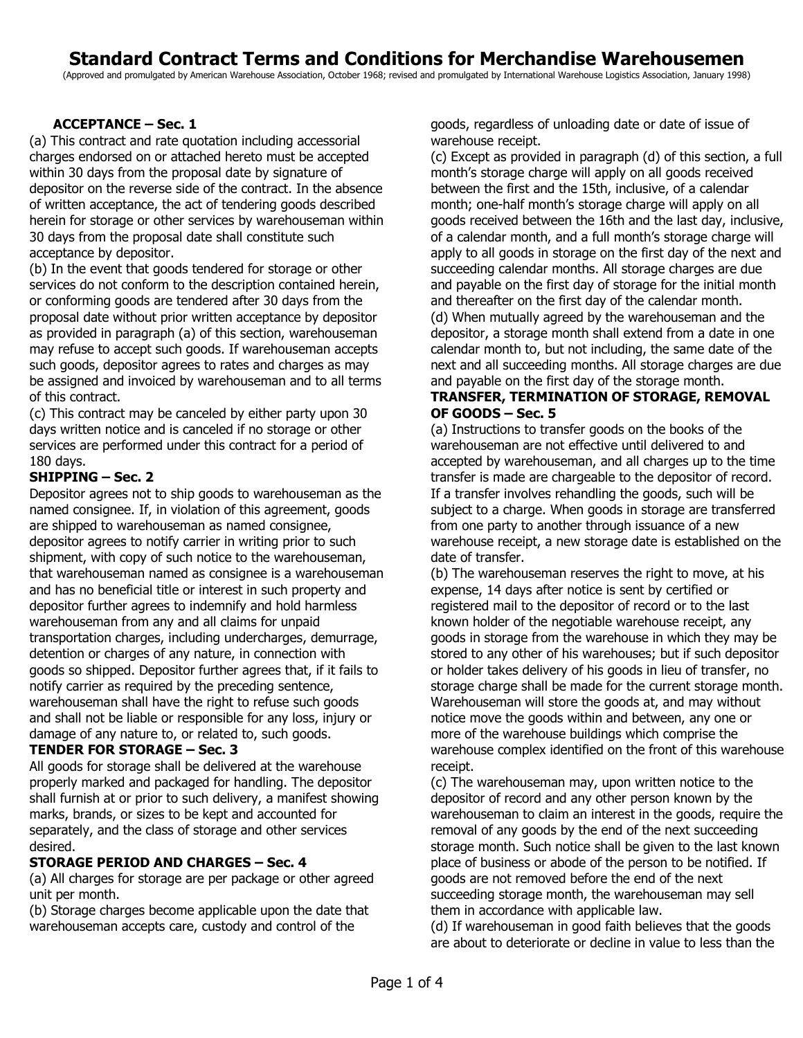# Standard Contract Terms and Conditions for Merchandise Warehousemen

(Approved and promulgated by American Warehouse Association, October 1968; revised and promulgated by International Warehouse Logistics Association, January 1998)

**ACCEPTANCE – Sec. 1**

(a) This contract and rate quotation including accessorial charges endorsed on or attached hereto must be accepted within 30 days from the proposal date by signature of depositor on the reverse side of the contract. In the absence of written acceptance, the act of tendering goods described herein for storage or other services by warehouseman within 30 days from the proposal date shall constitute such acceptance by depositor.

(b) In the event that goods tendered for storage or other services do not conform to the description contained herein, or conforming goods are tendered after 30 days from the proposal date without prior written acceptance by depositor as provided in paragraph (a) of this section, warehouseman may refuse to accept such goods. If warehouseman accepts such goods, depositor agrees to rates and charges as may be assigned and invoiced by warehouseman and to all terms of this contract.

(c) This contract may be canceled by either party upon 30 days written notice and is canceled if no storage or other services are performed under this contract for a period of 180 days.

**SHIPPING – Sec. 2**

Depositor agrees not to ship goods to warehouseman as the named consignee. If, in violation of this agreement, goods are shipped to warehouseman as named consignee, depositor agrees to notify carrier in writing prior to such shipment, with copy of such notice to the warehouseman, that warehouseman named as consignee is a warehouseman and has no beneficial title or interest in such property and depositor further agrees to indemnify and hold harmless warehouseman from any and all claims for unpaid transportation charges, including undercharges, demurrage, detention or charges of any nature, in connection with goods so shipped. Depositor further agrees that, if it fails to notify carrier as required by the preceding sentence, warehouseman shall have the right to refuse such goods and shall not be liable or responsible for any loss, injury or damage of any nature to, or related to, such goods.

**TENDER FOR STORAGE – Sec. 3**

All goods for storage shall be delivered at the warehouse properly marked and packaged for handling. The depositor shall furnish at or prior to such delivery, a manifest showing marks, brands, or sizes to be kept and accounted for separately, and the class of storage and other services desired.

**STORAGE PERIOD AND CHARGES – Sec. 4**

(a) All charges for storage are per package or other agreed unit per month.

(b) Storage charges become applicable upon the date that warehouseman accepts care, custody and control of the goods, regardless of unloading date or date of issue of warehouse receipt.

(c) Except as provided in paragraph (d) of this section, a full month's storage charge will apply on all goods received between the first and the 15th, inclusive, of a calendar month; one-half month's storage charge will apply on all goods received between the 16th and the last day, inclusive, of a calendar month, and a full month's storage charge will apply to all goods in storage on the first day of the next and succeeding calendar months. All storage charges are due and payable on the first day of storage for the initial month and thereafter on the first day of the calendar month.

(d) When mutually agreed by the warehouseman and the depositor, a storage month shall extend from a date in one calendar month to, but not including, the same date of the next and all succeeding months. All storage charges are due and payable on the first day of the storage month.

**TRANSFER, TERMINATION OF STORAGE, REMOVAL OF GOODS – Sec. 5**

(a) Instructions to transfer goods on the books of the warehouseman are not effective until delivered to and accepted by warehouseman, and all charges up to the time transfer is made are chargeable to the depositor of record. If a transfer involves rehandling the goods, such will be subject to a charge. When goods in storage are transferred from one party to another through issuance of a new warehouse receipt, a new storage date is established on the date of transfer.

(b) The warehouseman reserves the right to move, at his expense, 14 days after notice is sent by certified or registered mail to the depositor of record or to the last known holder of the negotiable warehouse receipt, any goods in storage from the warehouse in which they may be stored to any other of his warehouses; but if such depositor or holder takes delivery of his goods in lieu of transfer, no storage charge shall be made for the current storage month. Warehouseman will store the goods at, and may without notice move the goods within and between, any one or more of the warehouse buildings which comprise the warehouse complex identified on the front of this warehouse receipt.

(c) The warehouseman may, upon written notice to the depositor of record and any other person known by the warehouseman to claim an interest in the goods, require the removal of any goods by the end of the next succeeding storage month. Such notice shall be given to the last known place of business or abode of the person to be notified. If goods are not removed before the end of the next succeeding storage month, the warehouseman may sell them in accordance with applicable law.

(d) If warehouseman in good faith believes that the goods are about to deteriorate or decline in value to less than the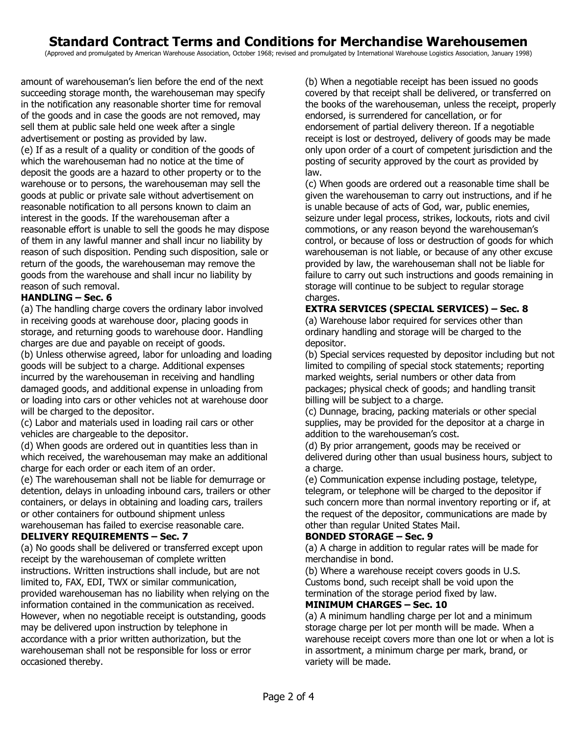amount of warehouseman's lien before the end of the next succeeding storage month, the warehouseman may specify in the notification any reasonable shorter time for removal of the goods and in case the goods are not removed, may sell them at public sale held one week after a single advertisement or posting as provided by law.

(e) If as a result of a quality or condition of the goods of which the warehouseman had no notice at the time of deposit the goods are a hazard to other property or to the warehouse or to persons, the warehouseman may sell the goods at public or private sale without advertisement on reasonable notification to all persons known to claim an interest in the goods. If the warehouseman after a reasonable effort is unable to sell the goods he may dispose of them in any lawful manner and shall incur no liability by reason of such disposition. Pending such disposition, sale or return of the goods, the warehouseman may remove the goods from the warehouse and shall incur no liability by reason of such removal.

**HANDLING – Sec. 6**

(a) The handling charge covers the ordinary labor involved in receiving goods at warehouse door, placing goods in storage, and returning goods to warehouse door. Handling charges are due and payable on receipt of goods.

(b) Unless otherwise agreed, labor for unloading and loading goods will be subject to a charge. Additional expenses incurred by the warehouseman in receiving and handling damaged goods, and additional expense in unloading from or loading into cars or other vehicles not at warehouse door will be charged to the depositor.

(c) Labor and materials used in loading rail cars or other vehicles are chargeable to the depositor.

(d) When goods are ordered out in quantities less than in which received, the warehouseman may make an additional charge for each order or each item of an order.

(e) The warehouseman shall not be liable for demurrage or detention, delays in unloading inbound cars, trailers or other containers, or delays in obtaining and loading cars, trailers or other containers for outbound shipment unless warehouseman has failed to exercise reasonable care.

**DELIVERY REQUIREMENTS – Sec. 7**

(a) No goods shall be delivered or transferred except upon receipt by the warehouseman of complete written instructions. Written instructions shall include, but are not limited to, FAX, EDI, TWX or similar communication, provided warehouseman has no liability when relying on the information contained in the communication as received. However, when no negotiable receipt is outstanding, goods may be delivered upon instruction by telephone in accordance with a prior written authorization, but the warehouseman shall not be responsible for loss or error occasioned thereby.

(b) When a negotiable receipt has been issued no goods covered by that receipt shall be delivered, or transferred on the books of the warehouseman, unless the receipt, properly endorsed, is surrendered for cancellation, or for endorsement of partial delivery thereon. If a negotiable receipt is lost or destroyed, delivery of goods may be made only upon order of a court of competent jurisdiction and the posting of security approved by the court as provided by law.

(c) When goods are ordered out a reasonable time shall be given the warehouseman to carry out instructions, and if he is unable because of acts of God, war, public enemies, seizure under legal process, strikes, lockouts, riots and civil commotions, or any reason beyond the warehouseman's control, or because of loss or destruction of goods for which warehouseman is not liable, or because of any other excuse provided by law, the warehouseman shall not be liable for failure to carry out such instructions and goods remaining in storage will continue to be subject to regular storage charges.

**EXTRA SERVICES (SPECIAL SERVICES) – Sec. 8**

(a) Warehouse labor required for services other than ordinary handling and storage will be charged to the depositor.

(b) Special services requested by depositor including but not limited to compiling of special stock statements; reporting marked weights, serial numbers or other data from packages; physical check of goods; and handling transit billing will be subject to a charge.

(c) Dunnage, bracing, packing materials or other special supplies, may be provided for the depositor at a charge in addition to the warehouseman's cost.

(d) By prior arrangement, goods may be received or delivered during other than usual business hours, subject to a charge.

(e) Communication expense including postage, teletype, telegram, or telephone will be charged to the depositor if such concern more than normal inventory reporting or if, at the request of the depositor, communications are made by other than regular United States Mail.

**BONDED STORAGE – Sec. 9**

(a) A charge in addition to regular rates will be made for merchandise in bond.

(b) Where a warehouse receipt covers goods in U.S. Customs bond, such receipt shall be void upon the termination of the storage period fixed by law.

**MINIMUM CHARGES – Sec. 10**

(a) A minimum handling charge per lot and a minimum storage charge per lot per month will be made. When a warehouse receipt covers more than one lot or when a lot is in assortment, a minimum charge per mark, brand, or variety will be made.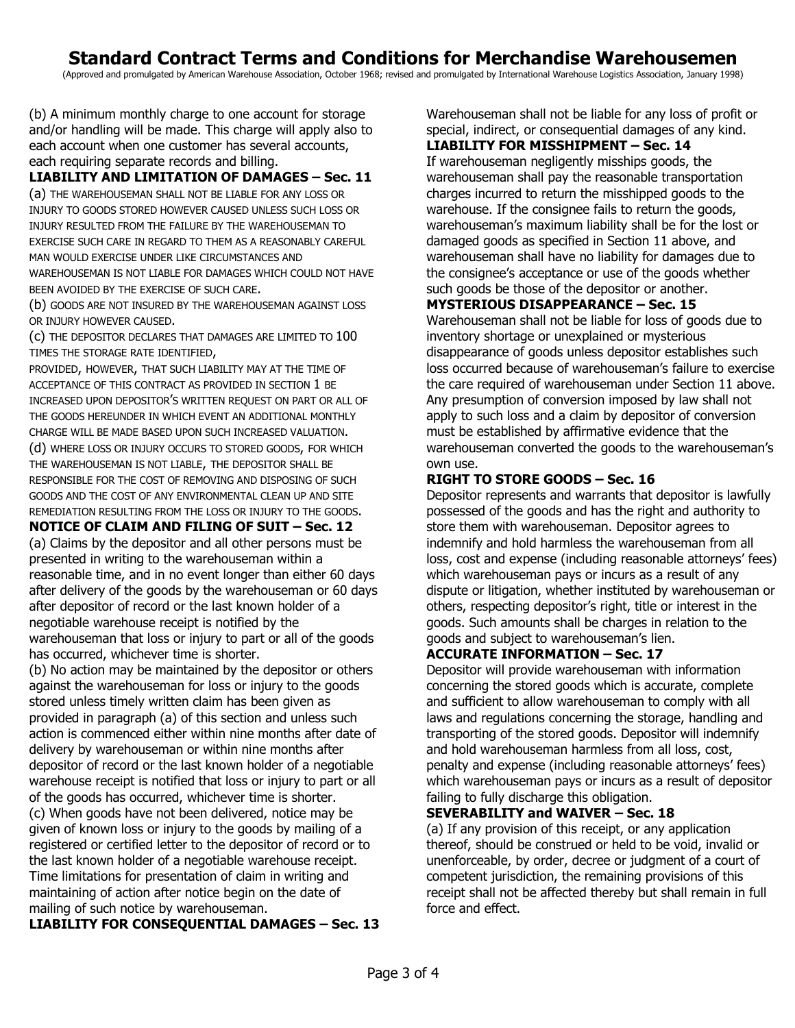# Standard Contract Terms and Conditions for Merchandise Warehousemen

(Approved and promulgated by American Warehouse Association, October 1968; revised and promulgated by International Warehouse Logistics Association, January 1998)

(b) A minimum monthly charge to one account for storage and/or handling will be made. This charge will apply also to each account when one customer has several accounts, each requiring separate records and billing.

**LIABILITY AND LIMITATION OF DAMAGES – Sec. 11**

(a) THE WAREHOUSEMAN SHALL NOT BE LIABLE FOR ANY LOSS OR INJURY TO GOODS STORED HOWEVER CAUSED UNLESS SUCH LOSS OR INJURY RESULTED FROM THE FAILURE BY THE WAREHOUSEMAN TO EXERCISE SUCH CARE IN REGARD TO THEM AS A REASONABLY CAREFUL MAN WOULD EXERCISE UNDER LIKE CIRCUMSTANCES AND WAREHOUSEMAN IS NOT LIABLE FOR DAMAGES WHICH COULD NOT HAVE BEEN AVOIDED BY THE EXERCISE OF SUCH CARE.

(b) GOODS ARE NOT INSURED BY THE WAREHOUSEMAN AGAINST LOSS OR INJURY HOWEVER CAUSED.

(c) THE DEPOSITOR DECLARES THAT DAMAGES ARE LIMITED TO 100 TIMES THE STORAGE RATE IDENTIFIED,

PROVIDED, HOWEVER, THAT SUCH LIABILITY MAY AT THE TIME OF ACCEPTANCE OF THIS CONTRACT AS PROVIDED IN SECTION 1 BE INCREASED UPON DEPOSITOR'S WRITTEN REQUEST ON PART OR ALL OF THE GOODS HEREUNDER IN WHICH EVENT AN ADDITIONAL MONTHLY CHARGE WILL BE MADE BASED UPON SUCH INCREASED VALUATION.

(d) WHERE LOSS OR INJURY OCCURS TO STORED GOODS, FOR WHICH THE WAREHOUSEMAN IS NOT LIABLE, THE DEPOSITOR SHALL BE RESPONSIBLE FOR THE COST OF REMOVING AND DISPOSING OF SUCH GOODS AND THE COST OF ANY ENVIRONMENTAL CLEAN UP AND SITE REMEDIATION RESULTING FROM THE LOSS OR INJURY TO THE GOODS.

**NOTICE OF CLAIM AND FILING OF SUIT – Sec. 12**

(a) Claims by the depositor and all other persons must be presented in writing to the warehouseman within a reasonable time, and in no event longer than either 60 days after delivery of the goods by the warehouseman or 60 days after depositor of record or the last known holder of a negotiable warehouse receipt is notified by the warehouseman that loss or injury to part or all of the goods has occurred, whichever time is shorter.

(b) No action may be maintained by the depositor or others against the warehouseman for loss or injury to the goods stored unless timely written claim has been given as provided in paragraph (a) of this section and unless such action is commenced either within nine months after date of delivery by warehouseman or within nine months after depositor of record or the last known holder of a negotiable warehouse receipt is notified that loss or injury to part or all of the goods has occurred, whichever time is shorter.

(c) When goods have not been delivered, notice may be given of known loss or injury to the goods by mailing of a registered or certified letter to the depositor of record or to the last known holder of a negotiable warehouse receipt. Time limitations for presentation of claim in writing and maintaining of action after notice begin on the date of mailing of such notice by warehouseman.

**LIABILITY FOR CONSEQUENTIAL DAMAGES – Sec. 13**

Warehouseman shall not be liable for any loss of profit or special, indirect, or consequential damages of any kind.

**LIABILITY FOR MISSHIPMENT – Sec. 14**

If warehouseman negligently misships goods, the warehouseman shall pay the reasonable transportation charges incurred to return the misshipped goods to the warehouse. If the consignee fails to return the goods, warehouseman's maximum liability shall be for the lost or damaged goods as specified in Section 11 above, and warehouseman shall have no liability for damages due to the consignee's acceptance or use of the goods whether such goods be those of the depositor or another.

**MYSTERIOUS DISAPPEARANCE – Sec. 15**

Warehouseman shall not be liable for loss of goods due to inventory shortage or unexplained or mysterious disappearance of goods unless depositor establishes such loss occurred because of warehouseman's failure to exercise the care required of warehouseman under Section 11 above. Any presumption of conversion imposed by law shall not apply to such loss and a claim by depositor of conversion must be established by affirmative evidence that the warehouseman converted the goods to the warehouseman's own use.

**RIGHT TO STORE GOODS – Sec. 16**

Depositor represents and warrants that depositor is lawfully possessed of the goods and has the right and authority to store them with warehouseman. Depositor agrees to indemnify and hold harmless the warehouseman from all loss, cost and expense (including reasonable attorneys' fees) which warehouseman pays or incurs as a result of any dispute or litigation, whether instituted by warehouseman or others, respecting depositor's right, title or interest in the goods. Such amounts shall be charges in relation to the goods and subject to warehouseman's lien.

**ACCURATE INFORMATION – Sec. 17**

Depositor will provide warehouseman with information concerning the stored goods which is accurate, complete and sufficient to allow warehouseman to comply with all laws and regulations concerning the storage, handling and transporting of the stored goods. Depositor will indemnify and hold warehouseman harmless from all loss, cost, penalty and expense (including reasonable attorneys' fees) which warehouseman pays or incurs as a result of depositor failing to fully discharge this obligation.

**SEVERABILITY and WAIVER – Sec. 18**

(a) If any provision of this receipt, or any application thereof, should be construed or held to be void, invalid or unenforceable, by order, decree or judgment of a court of competent jurisdiction, the remaining provisions of this receipt shall not be affected thereby but shall remain in full force and effect.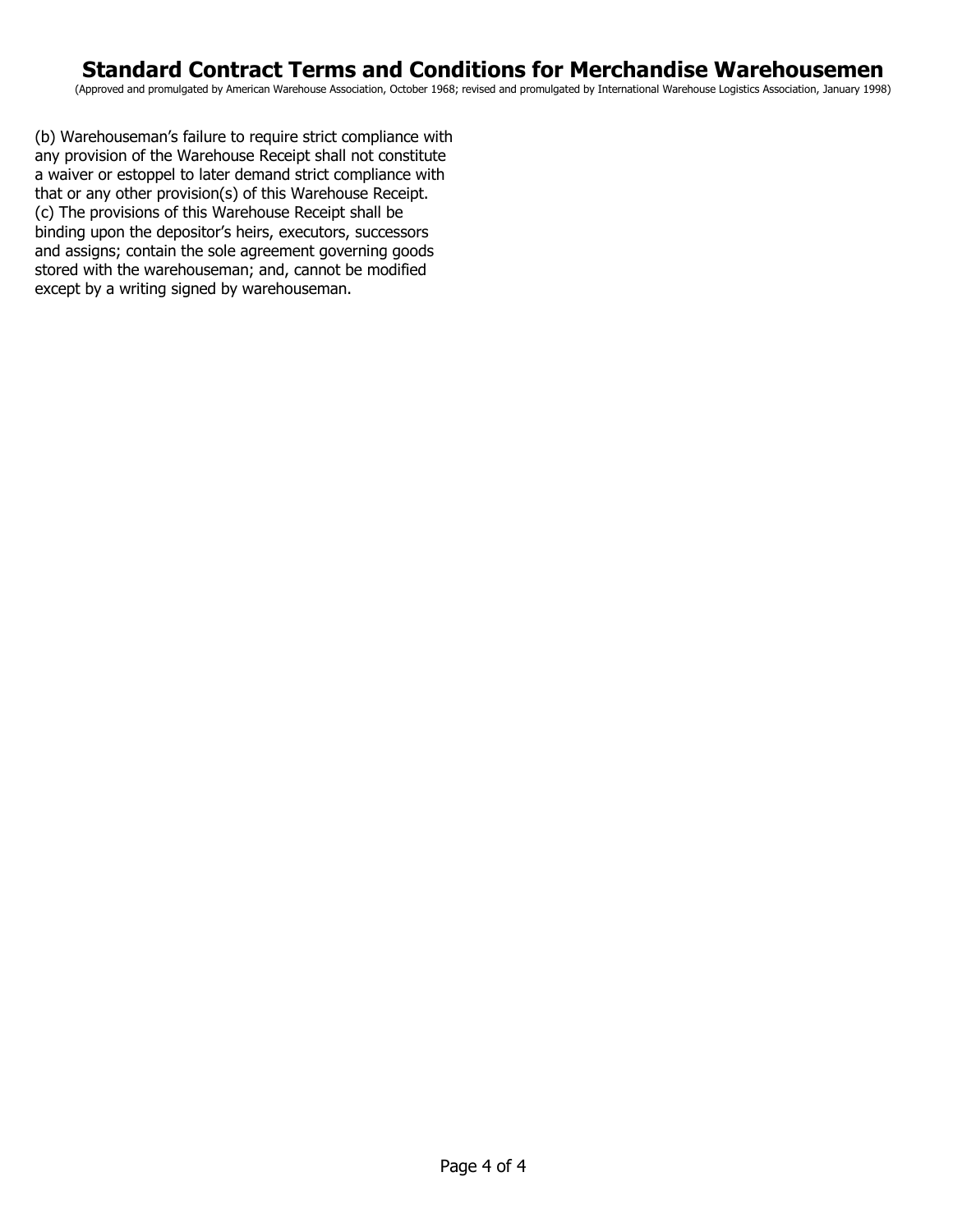(b) Warehouseman’s failure to require strict compliance with any provision of the Warehouse Receipt shall not constitute a waiver or estoppel to later demand strict compliance with that or any other provision(s) of this Warehouse Receipt.
(c) The provisions of this Warehouse Receipt shall be binding upon the depositor’s heirs, executors, successors and assigns; contain the sole agreement governing goods stored with the warehouseman; and, cannot be modified except by a writing signed by warehouseman.